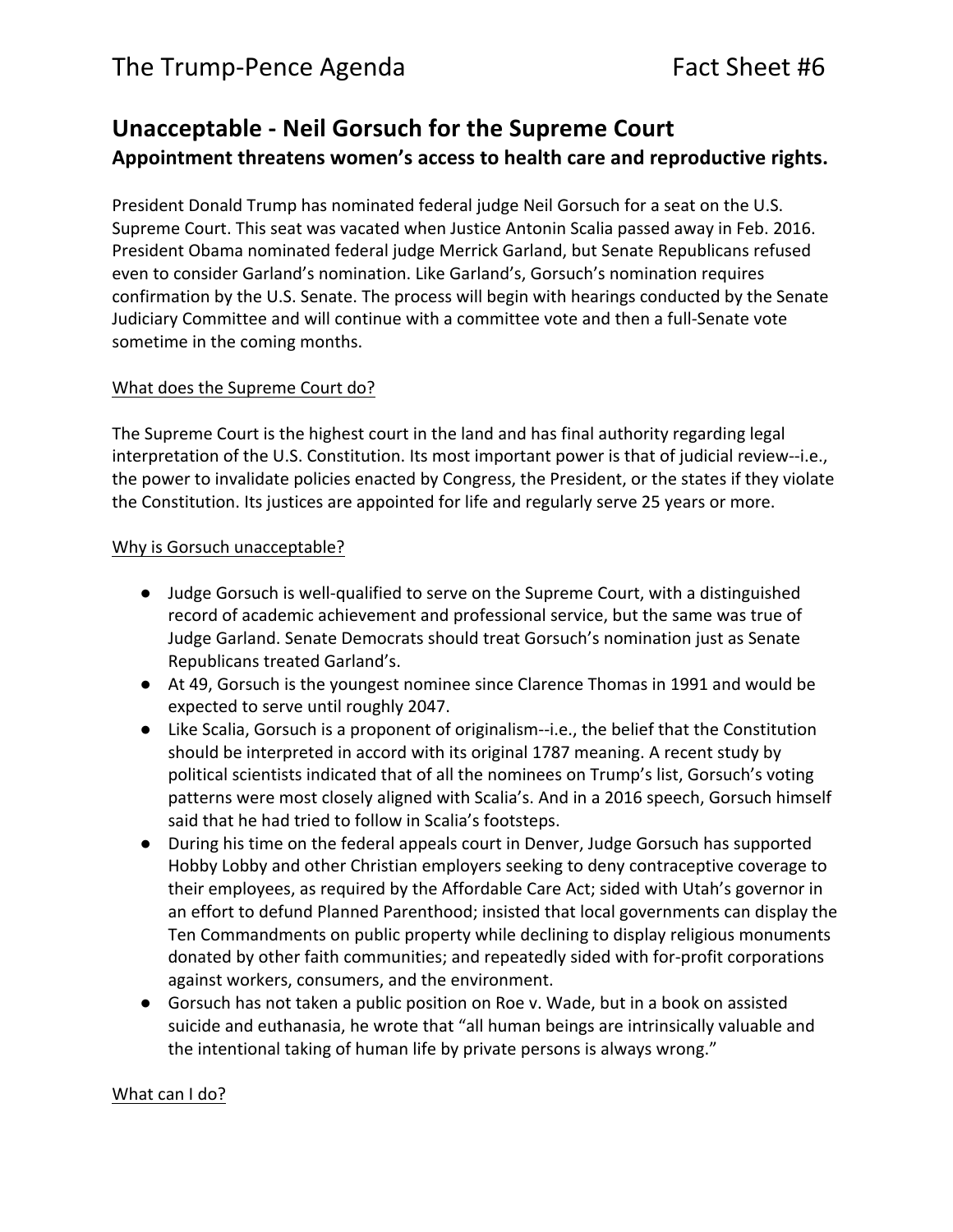The Trump-Pence Agenda Fact Sheet #6

## Unacceptable - Neil Gorsuch for the Supreme Court

### Appointment threatens women's access to health care and reproductive rights.

President Donald Trump has nominated federal judge Neil Gorsuch for a seat on the U.S. Supreme Court. This seat was vacated when Justice Antonin Scalia passed away in Feb. 2016. President Obama nominated federal judge Merrick Garland, but Senate Republicans refused even to consider Garland's nomination. Like Garland's, Gorsuch's nomination requires confirmation by the U.S. Senate. The process will begin with hearings conducted by the Senate Judiciary Committee and will continue with a committee vote and then a full-Senate vote sometime in the coming months.

What does the Supreme Court do?

The Supreme Court is the highest court in the land and has final authority regarding legal interpretation of the U.S. Constitution. Its most important power is that of judicial review--i.e., the power to invalidate policies enacted by Congress, the President, or the states if they violate the Constitution. Its justices are appointed for life and regularly serve 25 years or more.

Why is Gorsuch unacceptable?

- Judge Gorsuch is well-qualified to serve on the Supreme Court, with a distinguished record of academic achievement and professional service, but the same was true of Judge Garland. Senate Democrats should treat Gorsuch's nomination just as Senate Republicans treated Garland's.
- At 49, Gorsuch is the youngest nominee since Clarence Thomas in 1991 and would be expected to serve until roughly 2047.
- Like Scalia, Gorsuch is a proponent of originalism--i.e., the belief that the Constitution should be interpreted in accord with its original 1787 meaning. A recent study by political scientists indicated that of all the nominees on Trump's list, Gorsuch's voting patterns were most closely aligned with Scalia's. And in a 2016 speech, Gorsuch himself said that he had tried to follow in Scalia's footsteps.
- During his time on the federal appeals court in Denver, Judge Gorsuch has supported Hobby Lobby and other Christian employers seeking to deny contraceptive coverage to their employees, as required by the Affordable Care Act; sided with Utah's governor in an effort to defund Planned Parenthood; insisted that local governments can display the Ten Commandments on public property while declining to display religious monuments donated by other faith communities; and repeatedly sided with for-profit corporations against workers, consumers, and the environment.
- Gorsuch has not taken a public position on Roe v. Wade, but in a book on assisted suicide and euthanasia, he wrote that "all human beings are intrinsically valuable and the intentional taking of human life by private persons is always wrong."

What can I do?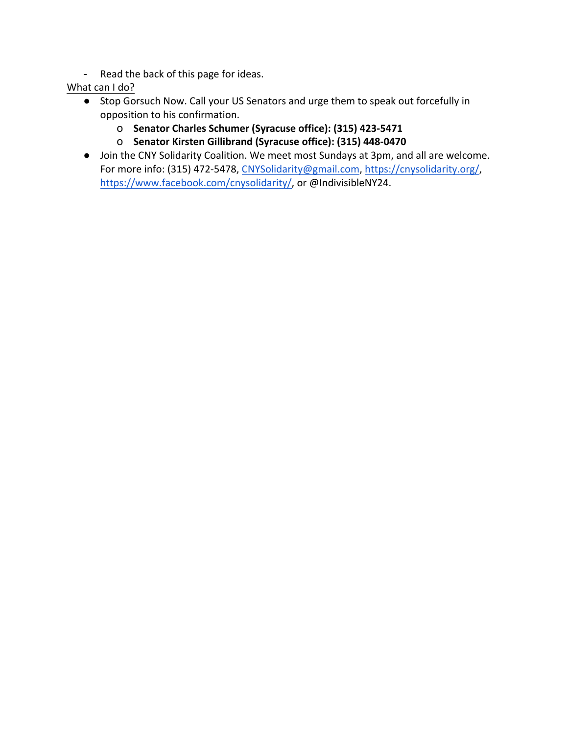- Read the back of this page for ideas.

What can I do?

- Stop Gorsuch Now. Call your US Senators and urge them to speak out forcefully in opposition to his confirmation.
  - **Senator Charles Schumer (Syracuse office): (315) 423-5471**
  - **Senator Kirsten Gillibrand (Syracuse office): (315) 448-0470**
- Join the CNY Solidarity Coalition. We meet most Sundays at 3pm, and all are welcome. For more info: (315) 472-5478, CNYSolidarity@gmail.com, https://cnysolidarity.org/, https://www.facebook.com/cnysolidarity/, or @IndivisibleNY24.